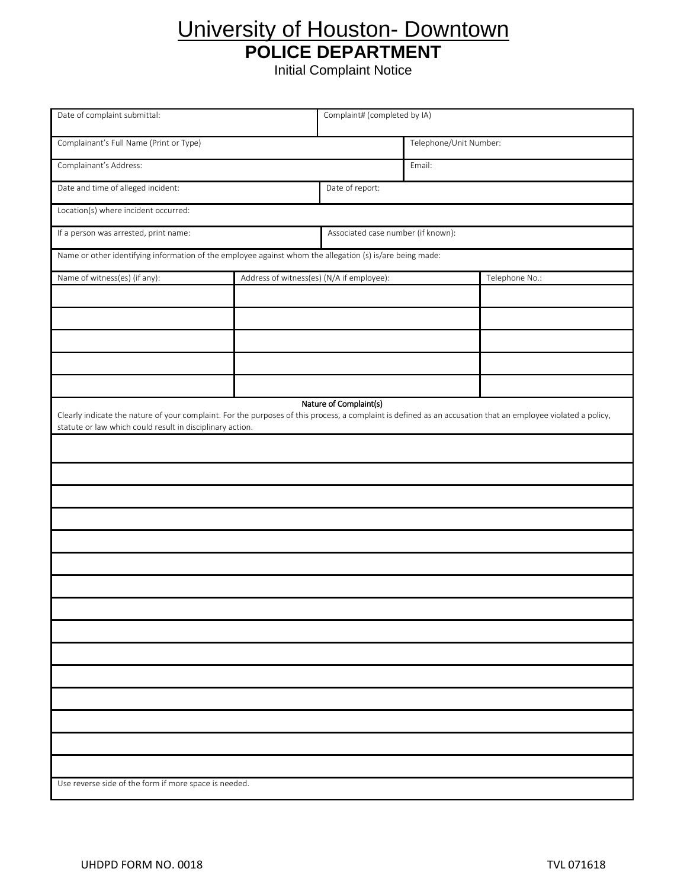# University of Houston- Downtown

## POLICE DEPARTMENT

Initial Complaint Notice

| Date of complaint submittal: | Complaint# (completed by IA) |
|---|---|
| Complainant's Full Name (Print or Type) | Telephone/Unit Number: |
| Complainant's Address: | Email: |
| Date and time of alleged incident: | Date of report: |
| Location(s) where incident occurred: | |
| If a person was arrested, print name: | Associated case number (if known): |
| Name or other identifying information of the employee against whom the allegation (s) is/are being made: | |

| Name of witness(es) (if any): | Address of witness(es) (N/A if employee): | Telephone No.: |
|---|---|---|
| | | |
| | | |
| | | |
| | | |
| | | |

**Nature of Complaint(s)**

Clearly indicate the nature of your complaint. For the purposes of this process, a complaint is defined as an accusation that an employee violated a policy, statute or law which could result in disciplinary action.

Use reverse side of the form if more space is needed.

UHDPD FORM NO. 0018

TVL 071618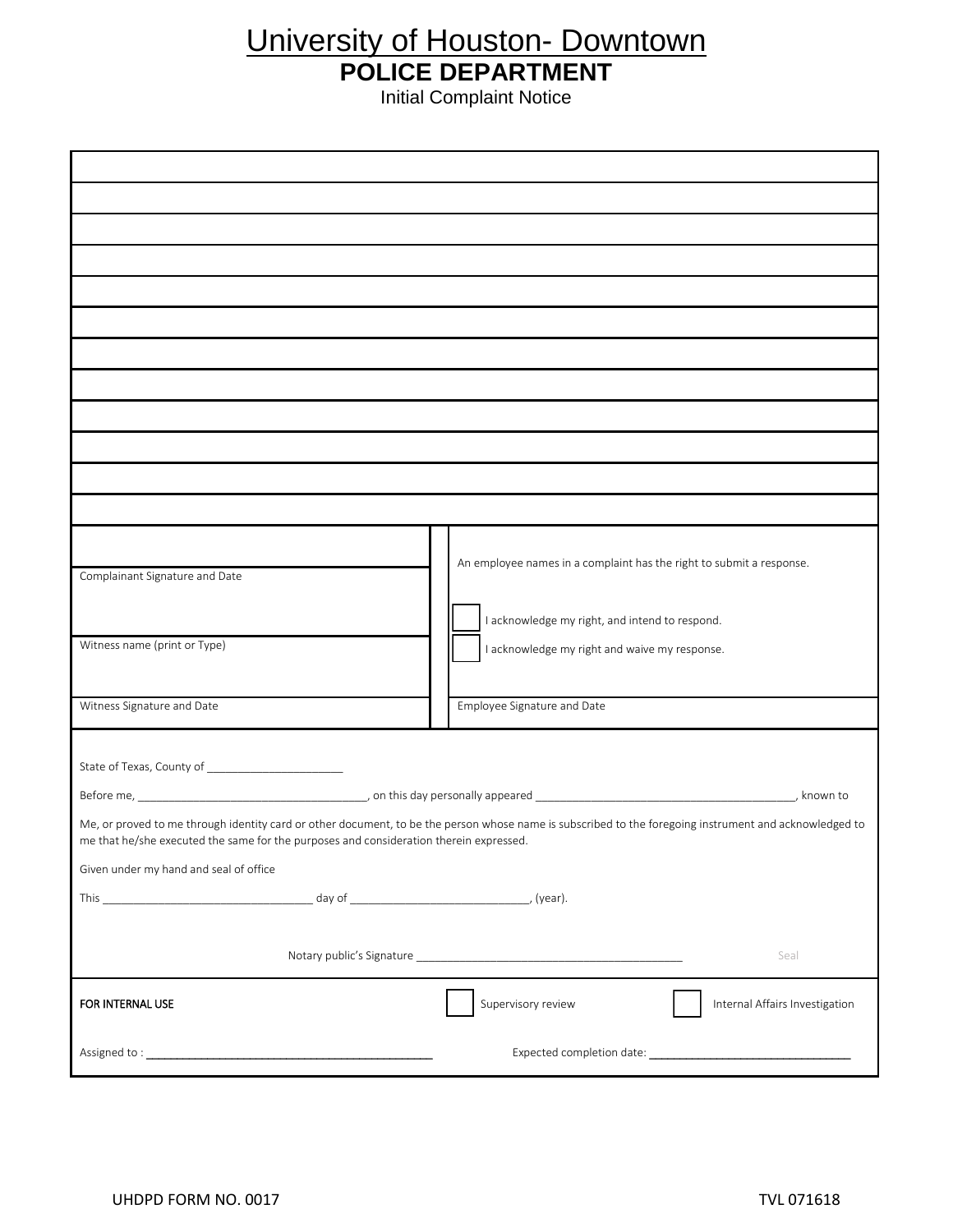# University of Houston- Downtown

## POLICE DEPARTMENT

Initial Complaint Notice

| | |
|---|---|
| Complainant Signature and Date | An employee names in a complaint has the right to submit a response. |
| Witness name (print or Type) | ☐ I acknowledge my right, and intend to respond. |
| | ☐ I acknowledge my right and waive my response. |
| Witness Signature and Date | Employee Signature and Date |

State of Texas, County of ______________________

Before me, _____________________________________, on this day personally appeared __________________________________________, known to

Me, or proved to me through identity card or other document, to be the person whose name is subscribed to the foregoing instrument and acknowledged to me that he/she executed the same for the purposes and consideration therein expressed.

Given under my hand and seal of office

This __________________________________ day of _____________________________, (year).

Notary public's Signature ___________________________________________ Seal

FOR INTERNAL USE ☐ Supervisory review ☐ Internal Affairs Investigation

Assigned to : ______________________________________________ Expected completion date: ________________________________

UHDPD FORM NO. 0017 TVL 071618